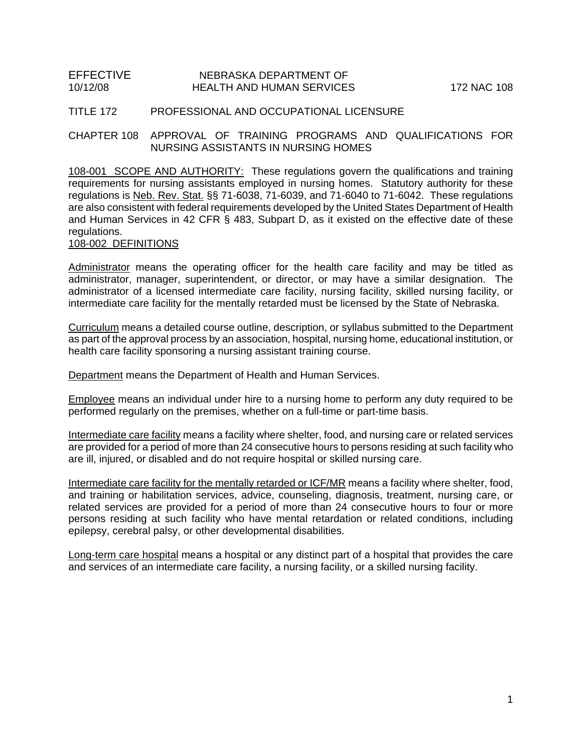EFFECTIVE 10/12/08 NEBRASKA DEPARTMENT OF HEALTH AND HUMAN SERVICES 172 NAC 108

TITLE 172 PROFESSIONAL AND OCCUPATIONAL LICENSURE

CHAPTER 108 APPROVAL OF TRAINING PROGRAMS AND QUALIFICATIONS FOR NURSING ASSISTANTS IN NURSING HOMES

108-001 SCOPE AND AUTHORITY: These regulations govern the qualifications and training requirements for nursing assistants employed in nursing homes. Statutory authority for these regulations is Neb. Rev. Stat. §§ 71-6038, 71-6039, and 71-6040 to 71-6042. These regulations are also consistent with federal requirements developed by the United States Department of Health and Human Services in 42 CFR § 483, Subpart D, as it existed on the effective date of these regulations.

108-002 DEFINITIONS

Administrator means the operating officer for the health care facility and may be titled as administrator, manager, superintendent, or director, or may have a similar designation. The administrator of a licensed intermediate care facility, nursing facility, skilled nursing facility, or intermediate care facility for the mentally retarded must be licensed by the State of Nebraska.

Curriculum means a detailed course outline, description, or syllabus submitted to the Department as part of the approval process by an association, hospital, nursing home, educational institution, or health care facility sponsoring a nursing assistant training course.

Department means the Department of Health and Human Services.

Employee means an individual under hire to a nursing home to perform any duty required to be performed regularly on the premises, whether on a full-time or part-time basis.

Intermediate care facility means a facility where shelter, food, and nursing care or related services are provided for a period of more than 24 consecutive hours to persons residing at such facility who are ill, injured, or disabled and do not require hospital or skilled nursing care.

Intermediate care facility for the mentally retarded or ICF/MR means a facility where shelter, food, and training or habilitation services, advice, counseling, diagnosis, treatment, nursing care, or related services are provided for a period of more than 24 consecutive hours to four or more persons residing at such facility who have mental retardation or related conditions, including epilepsy, cerebral palsy, or other developmental disabilities.

Long-term care hospital means a hospital or any distinct part of a hospital that provides the care and services of an intermediate care facility, a nursing facility, or a skilled nursing facility.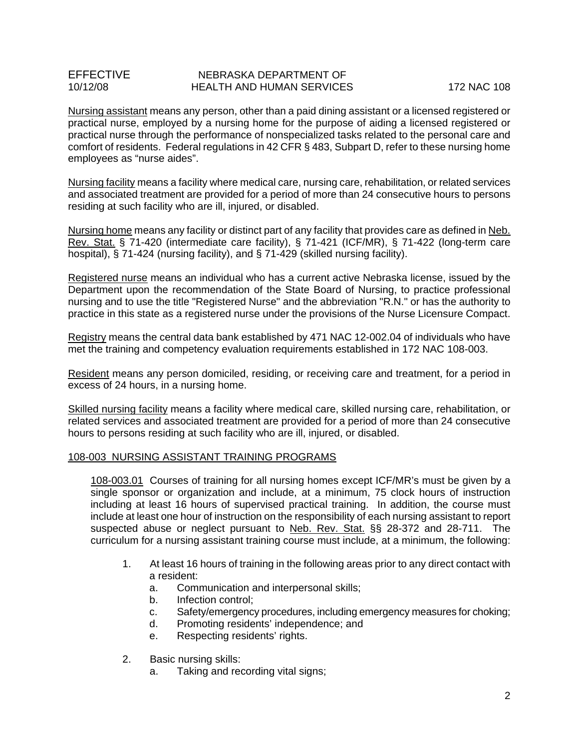<u>Nursing assistant</u> means any person, other than a paid dining assistant or a licensed registered or practical nurse, employed by a nursing home for the purpose of aiding a licensed registered or practical nurse through the performance of nonspecialized tasks related to the personal care and comfort of residents. Federal regulations in 42 CFR § 483, Subpart D, refer to these nursing home employees as "nurse aides".

<u>Nursing facility</u> means a facility where medical care, nursing care, rehabilitation, or related services and associated treatment are provided for a period of more than 24 consecutive hours to persons residing at such facility who are ill, injured, or disabled.

<u>Nursing home</u> means any facility or distinct part of any facility that provides care as defined in <u>Neb. Rev. Stat.</u> § 71-420 (intermediate care facility), § 71-421 (ICF/MR), § 71-422 (long-term care hospital), § 71-424 (nursing facility), and § 71-429 (skilled nursing facility).

<u>Registered nurse</u> means an individual who has a current active Nebraska license, issued by the Department upon the recommendation of the State Board of Nursing, to practice professional nursing and to use the title "Registered Nurse" and the abbreviation "R.N." or has the authority to practice in this state as a registered nurse under the provisions of the Nurse Licensure Compact.

<u>Registry</u> means the central data bank established by 471 NAC 12-002.04 of individuals who have met the training and competency evaluation requirements established in 172 NAC 108-003.

<u>Resident</u> means any person domiciled, residing, or receiving care and treatment, for a period in excess of 24 hours, in a nursing home.

<u>Skilled nursing facility</u> means a facility where medical care, skilled nursing care, rehabilitation, or related services and associated treatment are provided for a period of more than 24 consecutive hours to persons residing at such facility who are ill, injured, or disabled.

## <u>108-003 NURSING ASSISTANT TRAINING PROGRAMS</u>

<u>108-003.01</u> Courses of training for all nursing homes except ICF/MR's must be given by a single sponsor or organization and include, at a minimum, 75 clock hours of instruction including at least 16 hours of supervised practical training. In addition, the course must include at least one hour of instruction on the responsibility of each nursing assistant to report suspected abuse or neglect pursuant to <u>Neb. Rev. Stat.</u> §§ 28-372 and 28-711. The curriculum for a nursing assistant training course must include, at a minimum, the following:

1. At least 16 hours of training in the following areas prior to any direct contact with a resident:
   a. Communication and interpersonal skills;
   b. Infection control;
   c. Safety/emergency procedures, including emergency measures for choking;
   d. Promoting residents' independence; and
   e. Respecting residents' rights.

2. Basic nursing skills:
   a. Taking and recording vital signs;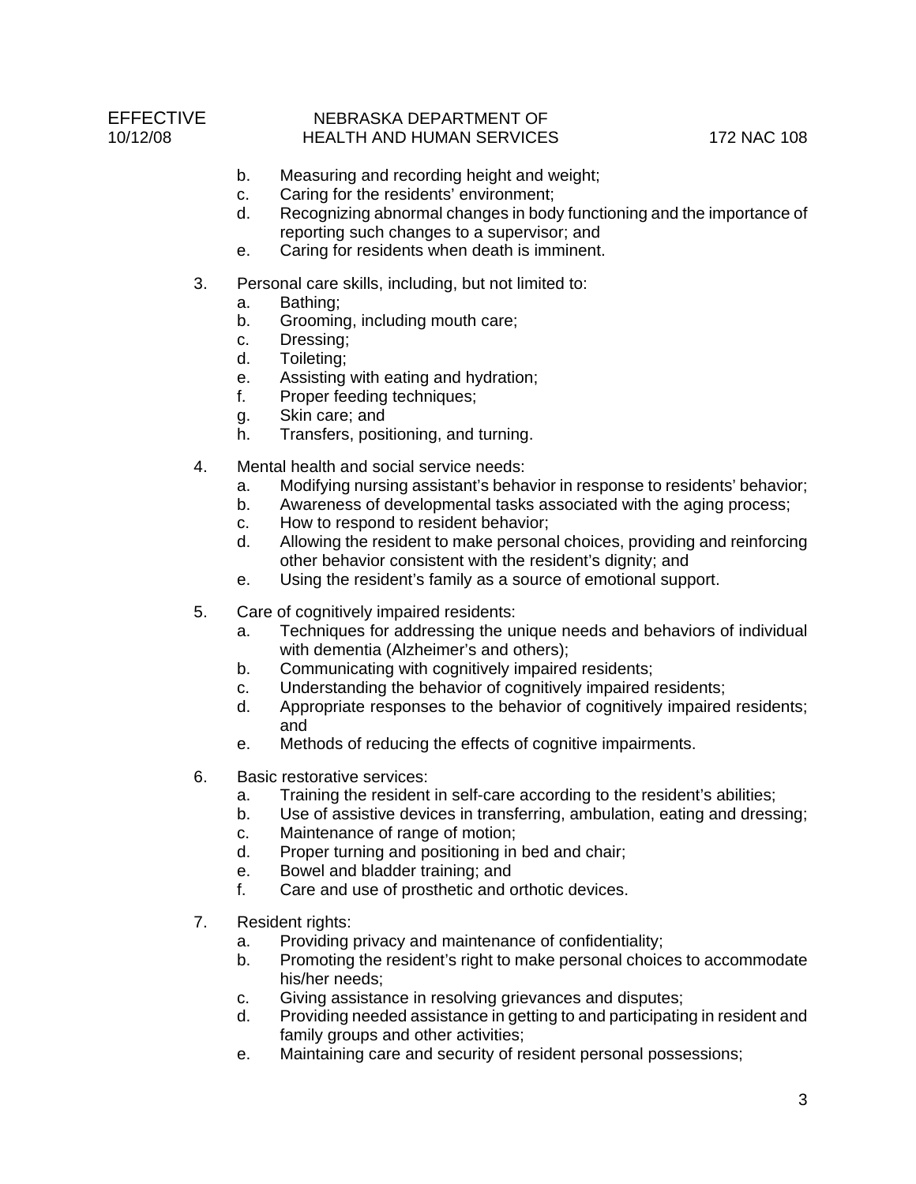b. Measuring and recording height and weight;
c. Caring for the residents' environment;
d. Recognizing abnormal changes in body functioning and the importance of reporting such changes to a supervisor; and
e. Caring for residents when death is imminent.

3. Personal care skills, including, but not limited to:
   a. Bathing;
   b. Grooming, including mouth care;
   c. Dressing;
   d. Toileting;
   e. Assisting with eating and hydration;
   f. Proper feeding techniques;
   g. Skin care; and
   h. Transfers, positioning, and turning.

4. Mental health and social service needs:
   a. Modifying nursing assistant's behavior in response to residents' behavior;
   b. Awareness of developmental tasks associated with the aging process;
   c. How to respond to resident behavior;
   d. Allowing the resident to make personal choices, providing and reinforcing other behavior consistent with the resident's dignity; and
   e. Using the resident's family as a source of emotional support.

5. Care of cognitively impaired residents:
   a. Techniques for addressing the unique needs and behaviors of individual with dementia (Alzheimer's and others);
   b. Communicating with cognitively impaired residents;
   c. Understanding the behavior of cognitively impaired residents;
   d. Appropriate responses to the behavior of cognitively impaired residents; and
   e. Methods of reducing the effects of cognitive impairments.

6. Basic restorative services:
   a. Training the resident in self-care according to the resident's abilities;
   b. Use of assistive devices in transferring, ambulation, eating and dressing;
   c. Maintenance of range of motion;
   d. Proper turning and positioning in bed and chair;
   e. Bowel and bladder training; and
   f. Care and use of prosthetic and orthotic devices.

7. Resident rights:
   a. Providing privacy and maintenance of confidentiality;
   b. Promoting the resident's right to make personal choices to accommodate his/her needs;
   c. Giving assistance in resolving grievances and disputes;
   d. Providing needed assistance in getting to and participating in resident and family groups and other activities;
   e. Maintaining care and security of resident personal possessions;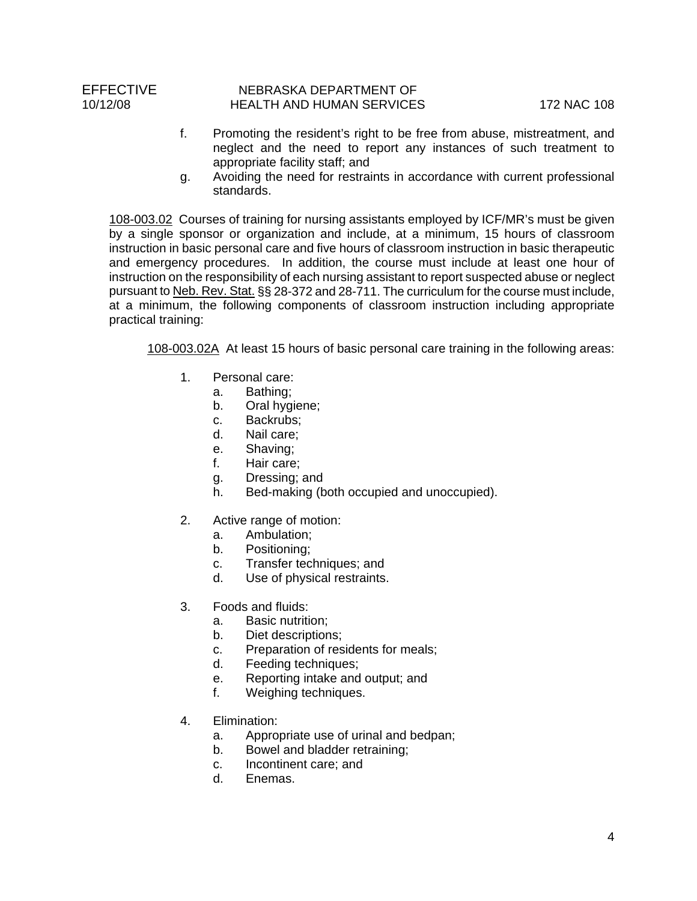f. Promoting the resident's right to be free from abuse, mistreatment, and neglect and the need to report any instances of such treatment to appropriate facility staff; and

g. Avoiding the need for restraints in accordance with current professional standards.

108-003.02 Courses of training for nursing assistants employed by ICF/MR's must be given by a single sponsor or organization and include, at a minimum, 15 hours of classroom instruction in basic personal care and five hours of classroom instruction in basic therapeutic and emergency procedures. In addition, the course must include at least one hour of instruction on the responsibility of each nursing assistant to report suspected abuse or neglect pursuant to Neb. Rev. Stat. §§ 28-372 and 28-711. The curriculum for the course must include, at a minimum, the following components of classroom instruction including appropriate practical training:

108-003.02A At least 15 hours of basic personal care training in the following areas:

1. Personal care:
   a. Bathing;
   b. Oral hygiene;
   c. Backrubs;
   d. Nail care;
   e. Shaving;
   f. Hair care;
   g. Dressing; and
   h. Bed-making (both occupied and unoccupied).

2. Active range of motion:
   a. Ambulation;
   b. Positioning;
   c. Transfer techniques; and
   d. Use of physical restraints.

3. Foods and fluids:
   a. Basic nutrition;
   b. Diet descriptions;
   c. Preparation of residents for meals;
   d. Feeding techniques;
   e. Reporting intake and output; and
   f. Weighing techniques.

4. Elimination:
   a. Appropriate use of urinal and bedpan;
   b. Bowel and bladder retraining;
   c. Incontinent care; and
   d. Enemas.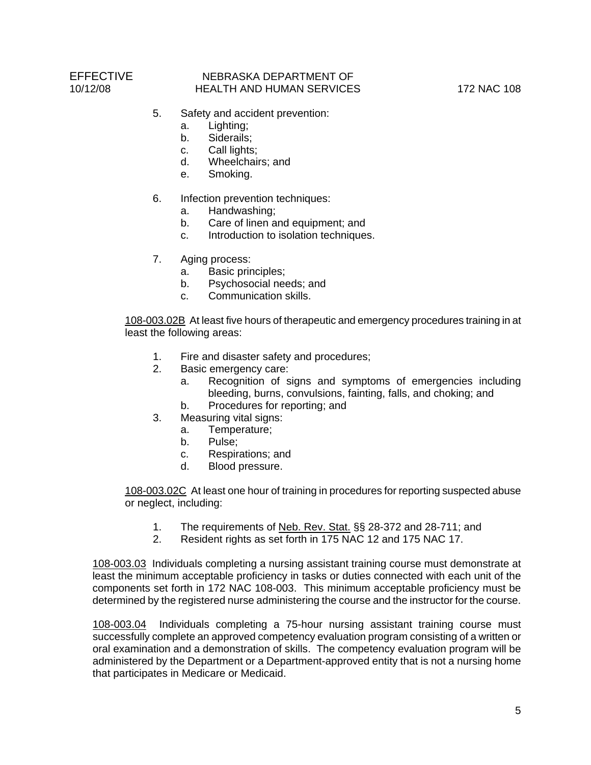5. Safety and accident prevention:
    a. Lighting;
    b. Siderails;
    c. Call lights;
    d. Wheelchairs; and
    e. Smoking.

6. Infection prevention techniques:
    a. Handwashing;
    b. Care of linen and equipment; and
    c. Introduction to isolation techniques.

7. Aging process:
    a. Basic principles;
    b. Psychosocial needs; and
    c. Communication skills.

<u>108-003.02B</u> At least five hours of therapeutic and emergency procedures training in at least the following areas:

1. Fire and disaster safety and procedures;
2. Basic emergency care:
    a. Recognition of signs and symptoms of emergencies including bleeding, burns, convulsions, fainting, falls, and choking; and
    b. Procedures for reporting; and
3. Measuring vital signs:
    a. Temperature;
    b. Pulse;
    c. Respirations; and
    d. Blood pressure.

<u>108-003.02C</u> At least one hour of training in procedures for reporting suspected abuse or neglect, including:

1. The requirements of <u>Neb. Rev. Stat.</u> §§ 28-372 and 28-711; and
2. Resident rights as set forth in 175 NAC 12 and 175 NAC 17.

<u>108-003.03</u> Individuals completing a nursing assistant training course must demonstrate at least the minimum acceptable proficiency in tasks or duties connected with each unit of the components set forth in 172 NAC 108-003. This minimum acceptable proficiency must be determined by the registered nurse administering the course and the instructor for the course.

<u>108-003.04</u> Individuals completing a 75-hour nursing assistant training course must successfully complete an approved competency evaluation program consisting of a written or oral examination and a demonstration of skills. The competency evaluation program will be administered by the Department or a Department-approved entity that is not a nursing home that participates in Medicare or Medicaid.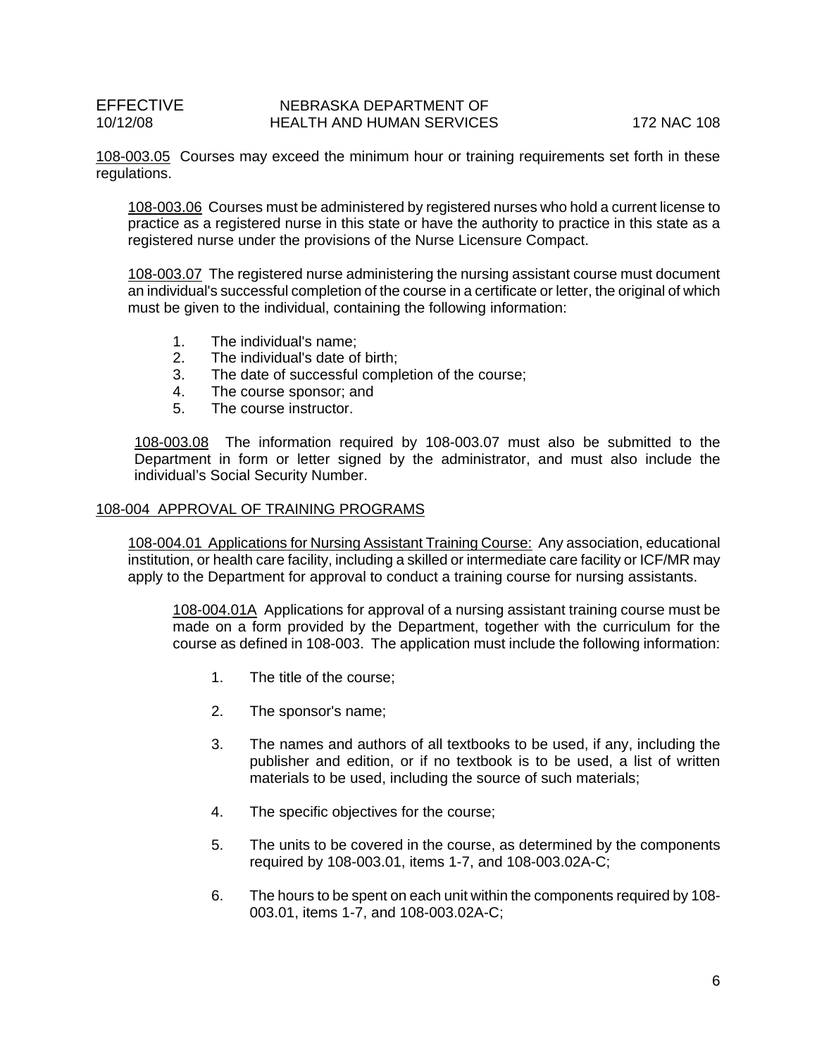108-003.05 Courses may exceed the minimum hour or training requirements set forth in these regulations.

108-003.06 Courses must be administered by registered nurses who hold a current license to practice as a registered nurse in this state or have the authority to practice in this state as a registered nurse under the provisions of the Nurse Licensure Compact.

108-003.07 The registered nurse administering the nursing assistant course must document an individual's successful completion of the course in a certificate or letter, the original of which must be given to the individual, containing the following information:

1. The individual's name;
2. The individual's date of birth;
3. The date of successful completion of the course;
4. The course sponsor; and
5. The course instructor.

108-003.08 The information required by 108-003.07 must also be submitted to the Department in form or letter signed by the administrator, and must also include the individual's Social Security Number.

## 108-004 APPROVAL OF TRAINING PROGRAMS

108-004.01 Applications for Nursing Assistant Training Course: Any association, educational institution, or health care facility, including a skilled or intermediate care facility or ICF/MR may apply to the Department for approval to conduct a training course for nursing assistants.

108-004.01A Applications for approval of a nursing assistant training course must be made on a form provided by the Department, together with the curriculum for the course as defined in 108-003. The application must include the following information:

1. The title of the course;
2. The sponsor's name;
3. The names and authors of all textbooks to be used, if any, including the publisher and edition, or if no textbook is to be used, a list of written materials to be used, including the source of such materials;
4. The specific objectives for the course;
5. The units to be covered in the course, as determined by the components required by 108-003.01, items 1-7, and 108-003.02A-C;
6. The hours to be spent on each unit within the components required by 108-003.01, items 1-7, and 108-003.02A-C;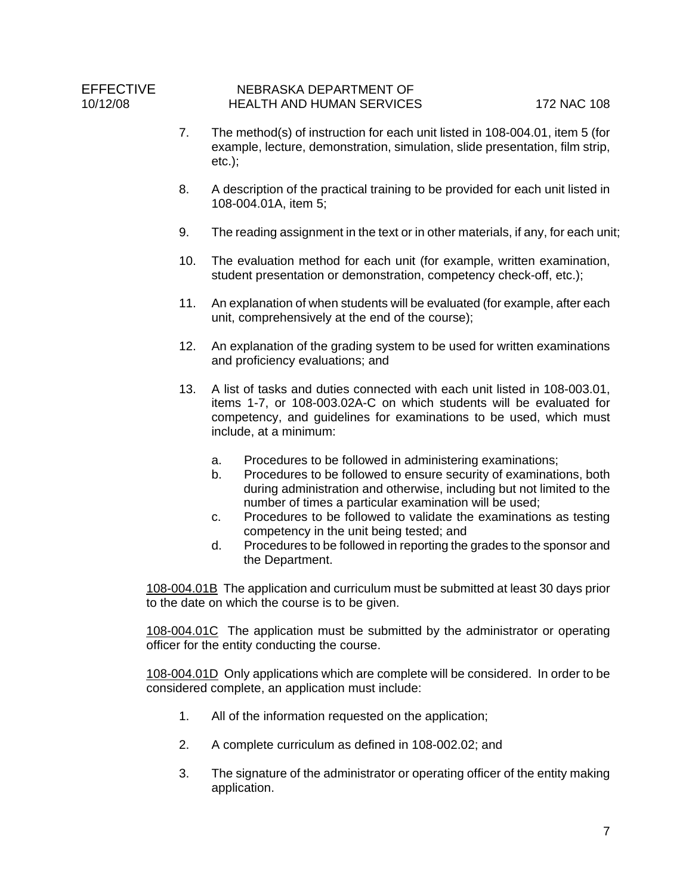7. The method(s) of instruction for each unit listed in 108-004.01, item 5 (for example, lecture, demonstration, simulation, slide presentation, film strip, etc.);

8. A description of the practical training to be provided for each unit listed in 108-004.01A, item 5;

9. The reading assignment in the text or in other materials, if any, for each unit;

10. The evaluation method for each unit (for example, written examination, student presentation or demonstration, competency check-off, etc.);

11. An explanation of when students will be evaluated (for example, after each unit, comprehensively at the end of the course);

12. An explanation of the grading system to be used for written examinations and proficiency evaluations; and

13. A list of tasks and duties connected with each unit listed in 108-003.01, items 1-7, or 108-003.02A-C on which students will be evaluated for competency, and guidelines for examinations to be used, which must include, at a minimum:

    a. Procedures to be followed in administering examinations;
    b. Procedures to be followed to ensure security of examinations, both during administration and otherwise, including but not limited to the number of times a particular examination will be used;
    c. Procedures to be followed to validate the examinations as testing competency in the unit being tested; and
    d. Procedures to be followed in reporting the grades to the sponsor and the Department.

<u>108-004.01B</u> The application and curriculum must be submitted at least 30 days prior to the date on which the course is to be given.

<u>108-004.01C</u> The application must be submitted by the administrator or operating officer for the entity conducting the course.

<u>108-004.01D</u> Only applications which are complete will be considered. In order to be considered complete, an application must include:

1. All of the information requested on the application;

2. A complete curriculum as defined in 108-002.02; and

3. The signature of the administrator or operating officer of the entity making application.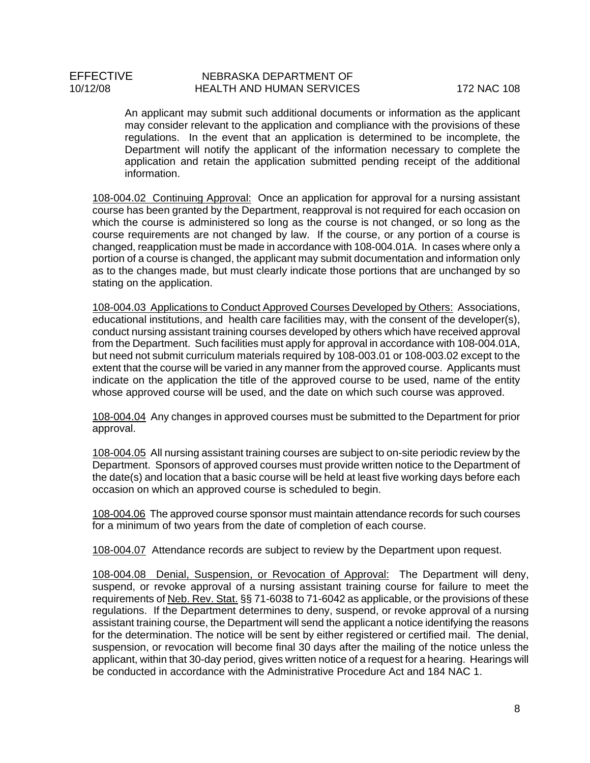An applicant may submit such additional documents or information as the applicant may consider relevant to the application and compliance with the provisions of these regulations. In the event that an application is determined to be incomplete, the Department will notify the applicant of the information necessary to complete the application and retain the application submitted pending receipt of the additional information.

<u>108-004.02 Continuing Approval:</u> Once an application for approval for a nursing assistant course has been granted by the Department, reapproval is not required for each occasion on which the course is administered so long as the course is not changed, or so long as the course requirements are not changed by law. If the course, or any portion of a course is changed, reapplication must be made in accordance with 108-004.01A. In cases where only a portion of a course is changed, the applicant may submit documentation and information only as to the changes made, but must clearly indicate those portions that are unchanged by so stating on the application.

<u>108-004.03 Applications to Conduct Approved Courses Developed by Others:</u> Associations, educational institutions, and health care facilities may, with the consent of the developer(s), conduct nursing assistant training courses developed by others which have received approval from the Department. Such facilities must apply for approval in accordance with 108-004.01A, but need not submit curriculum materials required by 108-003.01 or 108-003.02 except to the extent that the course will be varied in any manner from the approved course. Applicants must indicate on the application the title of the approved course to be used, name of the entity whose approved course will be used, and the date on which such course was approved.

<u>108-004.04</u> Any changes in approved courses must be submitted to the Department for prior approval.

<u>108-004.05</u> All nursing assistant training courses are subject to on-site periodic review by the Department. Sponsors of approved courses must provide written notice to the Department of the date(s) and location that a basic course will be held at least five working days before each occasion on which an approved course is scheduled to begin.

<u>108-004.06</u> The approved course sponsor must maintain attendance records for such courses for a minimum of two years from the date of completion of each course.

<u>108-004.07</u> Attendance records are subject to review by the Department upon request.

<u>108-004.08 Denial, Suspension, or Revocation of Approval:</u> The Department will deny, suspend, or revoke approval of a nursing assistant training course for failure to meet the requirements of <u>Neb. Rev. Stat.</u> §§ 71-6038 to 71-6042 as applicable, or the provisions of these regulations. If the Department determines to deny, suspend, or revoke approval of a nursing assistant training course, the Department will send the applicant a notice identifying the reasons for the determination. The notice will be sent by either registered or certified mail. The denial, suspension, or revocation will become final 30 days after the mailing of the notice unless the applicant, within that 30-day period, gives written notice of a request for a hearing. Hearings will be conducted in accordance with the Administrative Procedure Act and 184 NAC 1.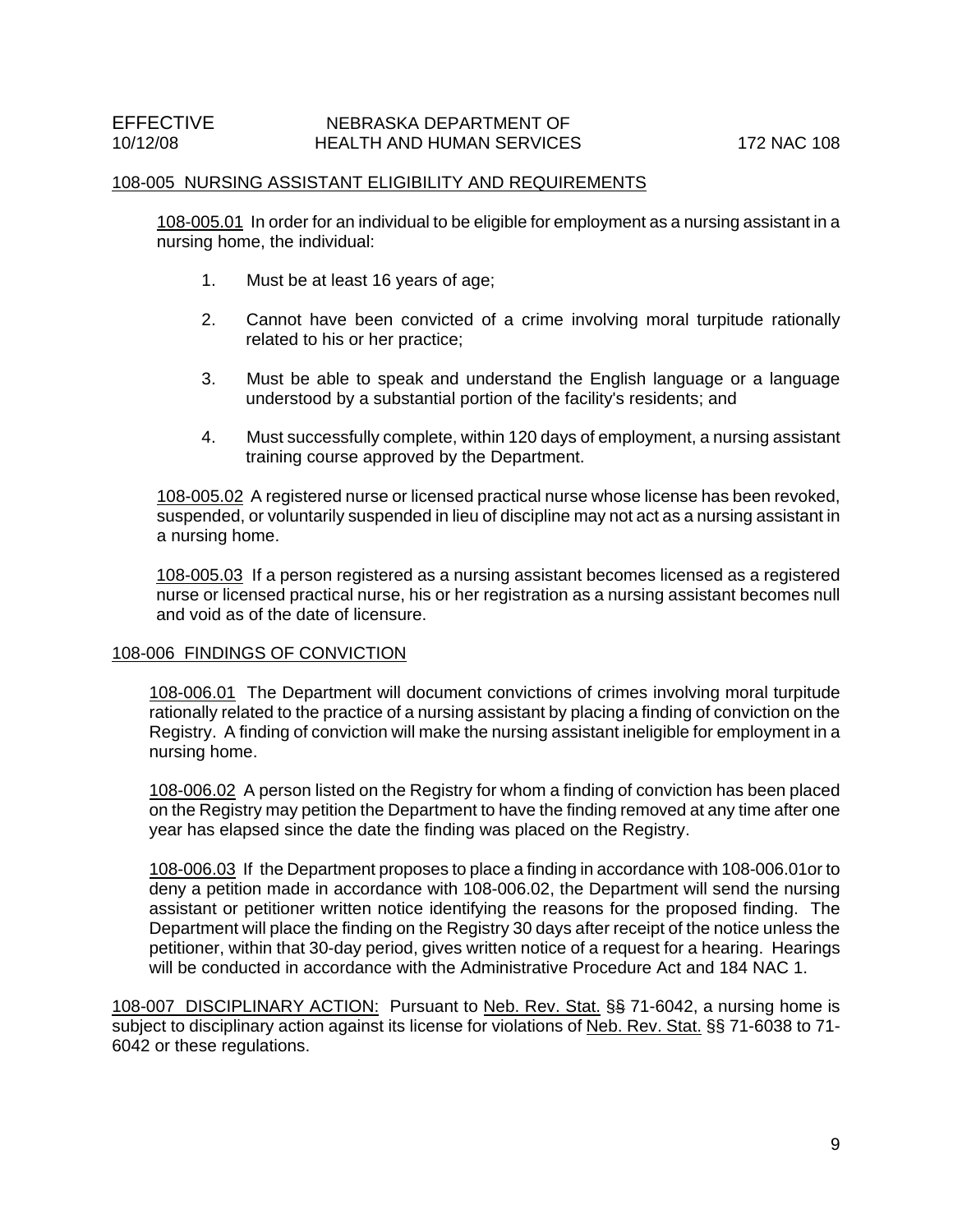## 108-005 NURSING ASSISTANT ELIGIBILITY AND REQUIREMENTS

108-005.01 In order for an individual to be eligible for employment as a nursing assistant in a nursing home, the individual:

1. Must be at least 16 years of age;

2. Cannot have been convicted of a crime involving moral turpitude rationally related to his or her practice;

3. Must be able to speak and understand the English language or a language understood by a substantial portion of the facility's residents; and

4. Must successfully complete, within 120 days of employment, a nursing assistant training course approved by the Department.

108-005.02 A registered nurse or licensed practical nurse whose license has been revoked, suspended, or voluntarily suspended in lieu of discipline may not act as a nursing assistant in a nursing home.

108-005.03 If a person registered as a nursing assistant becomes licensed as a registered nurse or licensed practical nurse, his or her registration as a nursing assistant becomes null and void as of the date of licensure.

## 108-006 FINDINGS OF CONVICTION

108-006.01 The Department will document convictions of crimes involving moral turpitude rationally related to the practice of a nursing assistant by placing a finding of conviction on the Registry. A finding of conviction will make the nursing assistant ineligible for employment in a nursing home.

108-006.02 A person listed on the Registry for whom a finding of conviction has been placed on the Registry may petition the Department to have the finding removed at any time after one year has elapsed since the date the finding was placed on the Registry.

108-006.03 If the Department proposes to place a finding in accordance with 108-006.01or to deny a petition made in accordance with 108-006.02, the Department will send the nursing assistant or petitioner written notice identifying the reasons for the proposed finding. The Department will place the finding on the Registry 30 days after receipt of the notice unless the petitioner, within that 30-day period, gives written notice of a request for a hearing. Hearings will be conducted in accordance with the Administrative Procedure Act and 184 NAC 1.

108-007 DISCIPLINARY ACTION: Pursuant to Neb. Rev. Stat. §§ 71-6042, a nursing home is subject to disciplinary action against its license for violations of Neb. Rev. Stat. §§ 71-6038 to 71-6042 or these regulations.